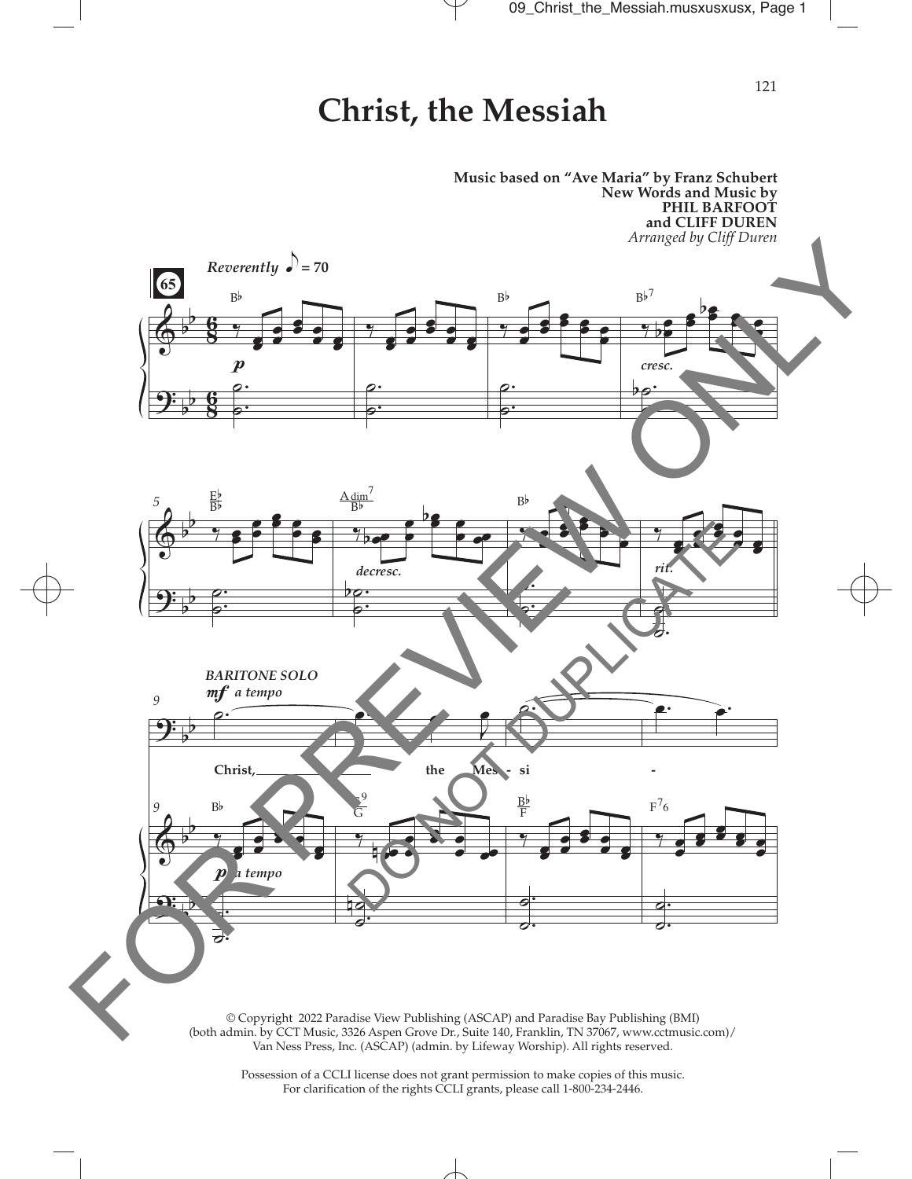# Christ, the Messiah

**Music based on "Ave Maria" by Franz Schubert**
**New Words and Music by**
**PHIL BARFOOT**
**and CLIFF DUREN**
*Arranged by Cliff Duren*

*Reverently* ♪ = 70

BARITONE SOLO

Christ, the Mes - si -

© Copyright 2022 Paradise View Publishing (ASCAP) and Paradise Bay Publishing (BMI) (both admin. by CCT Music, 3326 Aspen Grove Dr., Suite 140, Franklin, TN 37067, www.cctmusic.com)/ Van Ness Press, Inc. (ASCAP) (admin. by Lifeway Worship). All rights reserved.

Possession of a CCLI license does not grant permission to make copies of this music. For clarification of the rights CCLI grants, please call 1-800-234-2446.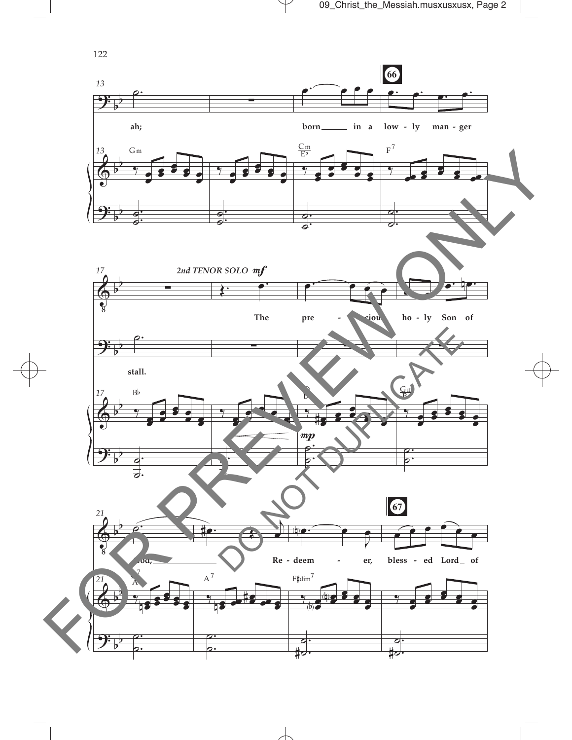13

66

ah; born in a low - ly man - ger

Gm Cm/E♭ F7

17

2nd TENOR SOLO *mf*

The pre - cious ho - ly Son of

stall.

B♭ D/B♭ Gm/B♭

*mp*

21

67

God, Re - deem - er, bless - ed Lord of

A7 A7 F♯dim7

FOR PREVIEW ONLY

DO NOT DUPLICATE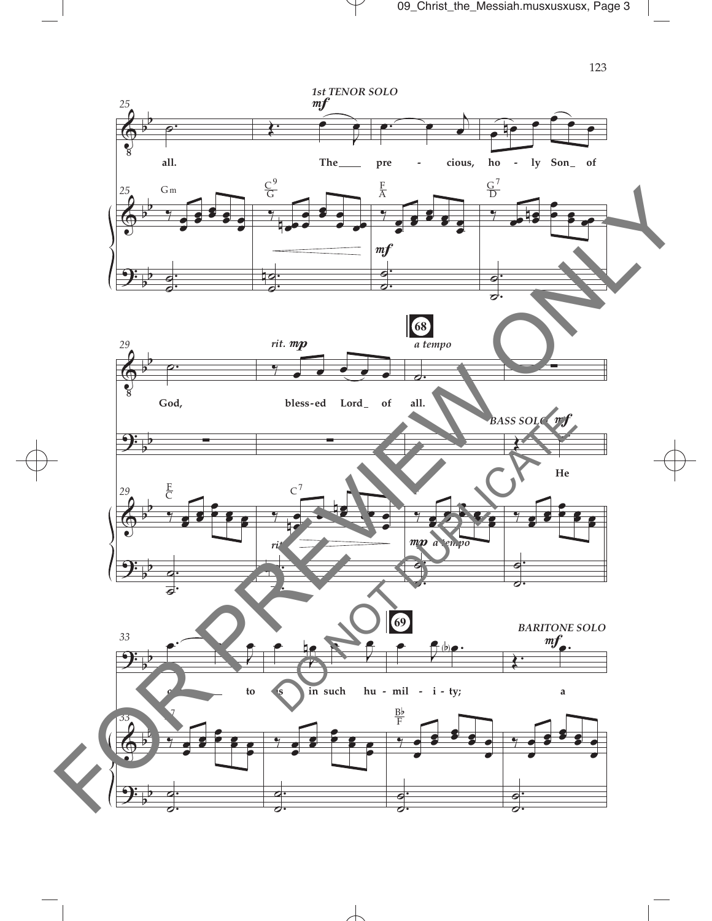1st TENOR SOLO

*mf*

all. The pre - cious, ho - ly Son of

Gm C9/G F/A G7/D

*mf*

68

God, bless-ed Lord of all.

*rit.* *mp* *a tempo*

BASS SOLO *mf*

He

F/C C7 F

*rit.* *mp a tempo*

69

BARITONE SOLO *mf*

came to us in such hu - mil - i - ty; a

C7 B♭/F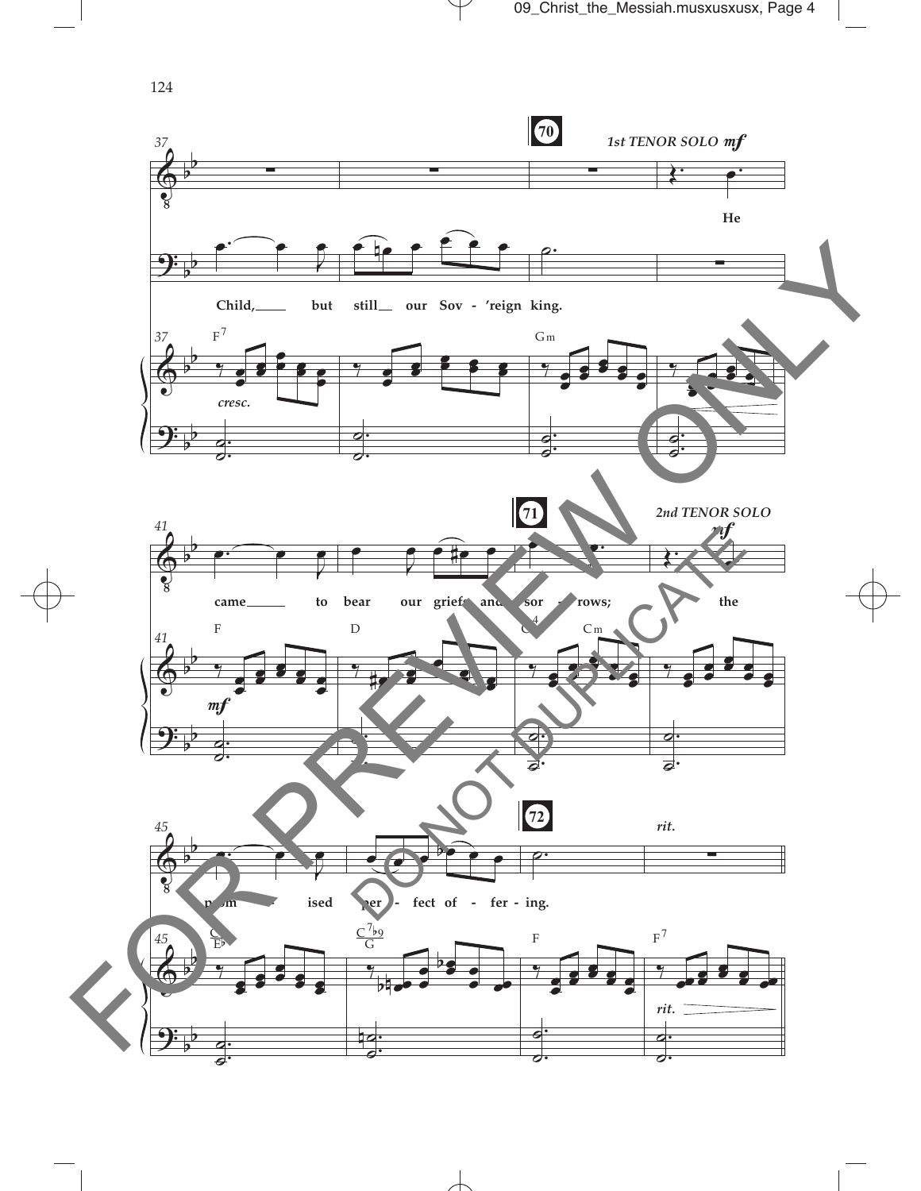70

*1st TENOR SOLO* *mf*

He

Child, but still our Sov - 'reign king.

F7 Gm

*cresc.*

71

*2nd TENOR SOLO* *mf*

came to bear our griefs and sor - rows; the

F D C4 Cm

*mf*

72

*rit.*

prom - ised per - fect of - fer - ing.

C/E♭ C7♭9/G F F7

*rit.*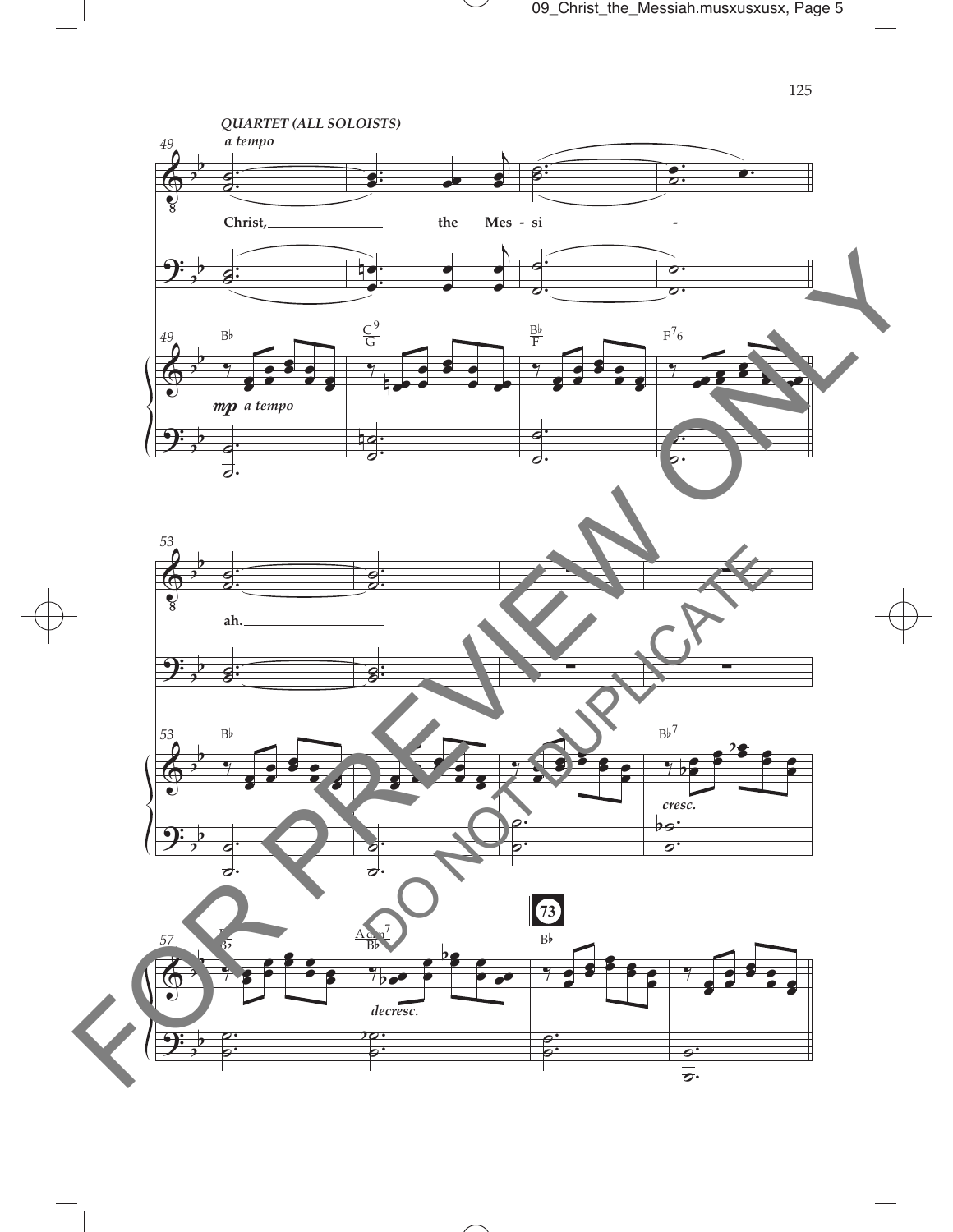*QUARTET (ALL SOLOISTS)*

*a tempo*

Christ, the Messi - ah.

B♭ | C9/G | B♭/F | F7 6

*mp a tempo*

B♭ | B♭7

*cresc.*

73

B♭/B♭ | A dim7/B♭ | B♭

*decresc.*

FOR PREVIEW ONLY

DO NOT DUPLICATE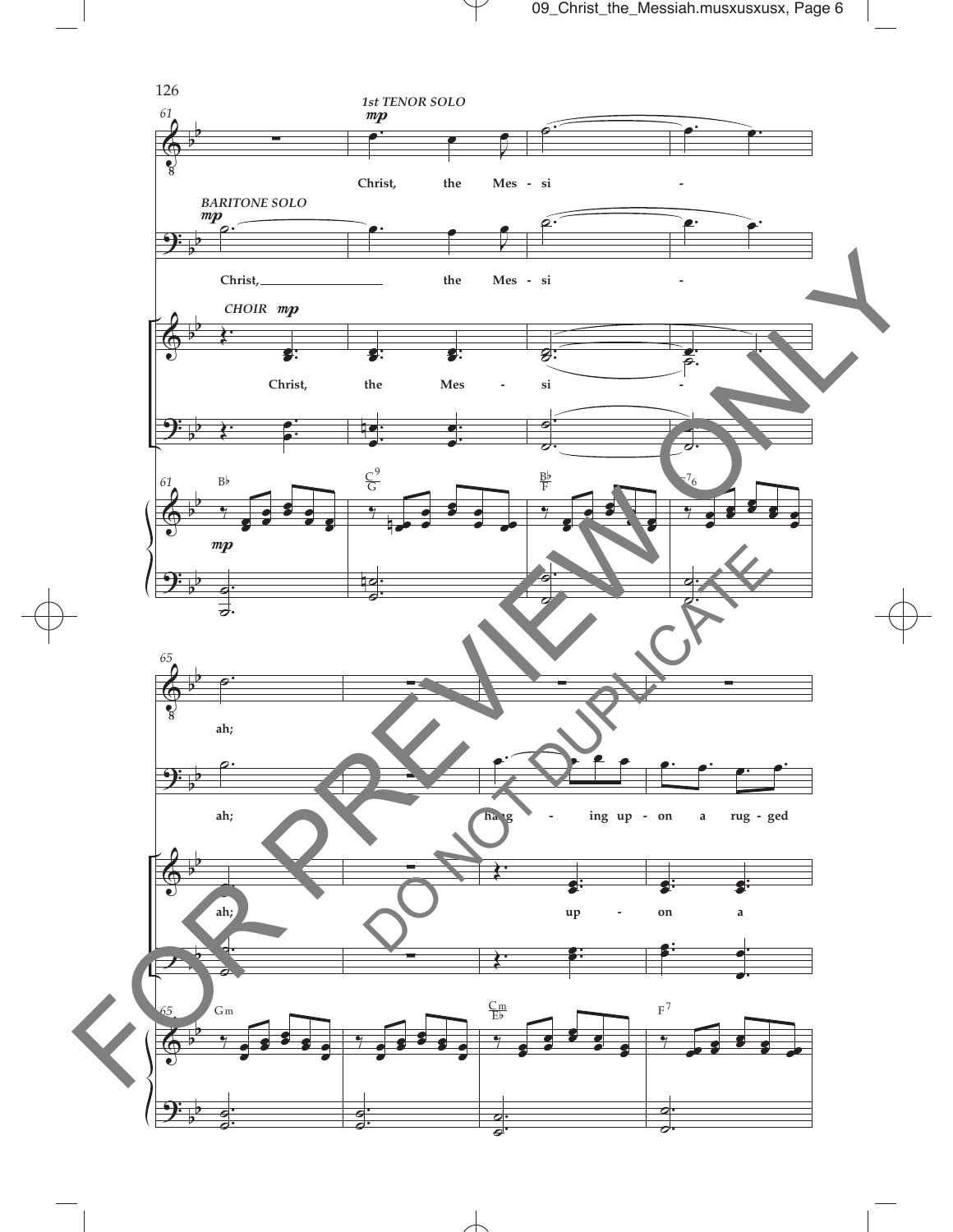*1st TENOR SOLO*

*mp*

Christ, the Mes - si - ah;

*BARITONE SOLO*

*mp*

Christ, the Mes - si - ah; hang - ing up - on a rug - ged

*CHOIR* *mp*

Christ, the Mes - si - ah; up - on a

B♭ C9/G B♭/F C7 6

Gm Cm/E♭ F7

FOR PREVIEW ONLY

DO NOT DUPLICATE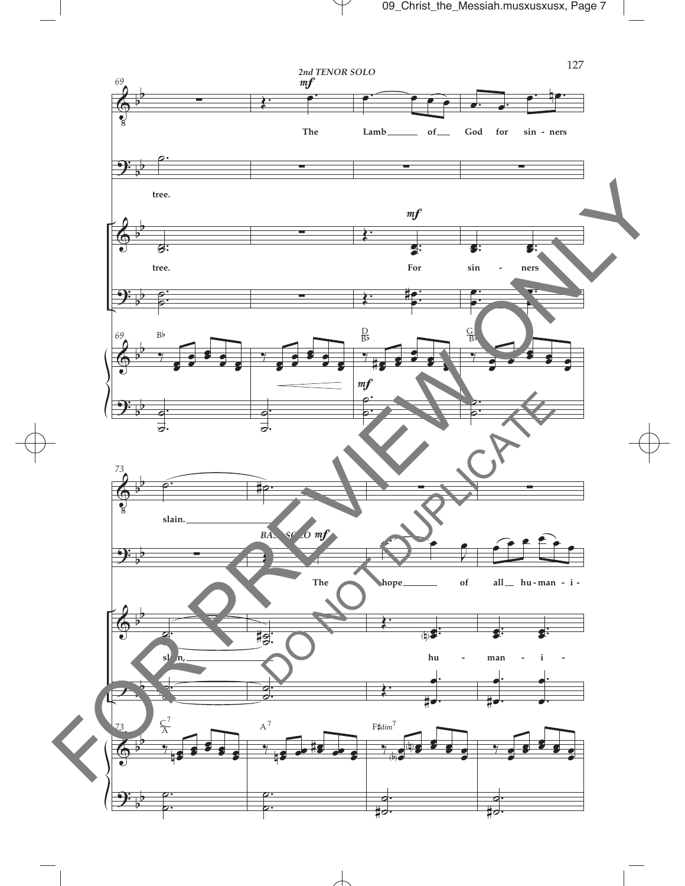*2nd TENOR SOLO*

*mf*

The Lamb of God for sin - ners

tree.

tree. For sin - ners

B♭ D/B♭ G/B♭

*mf*

slain.

*BASS SOLO* *mf*

The hope of all hu - man - i -

slain, hu - man - i -

C7/A A7 F♯dim7

FOR PREVIEW ONLY

DO NOT DUPLICATE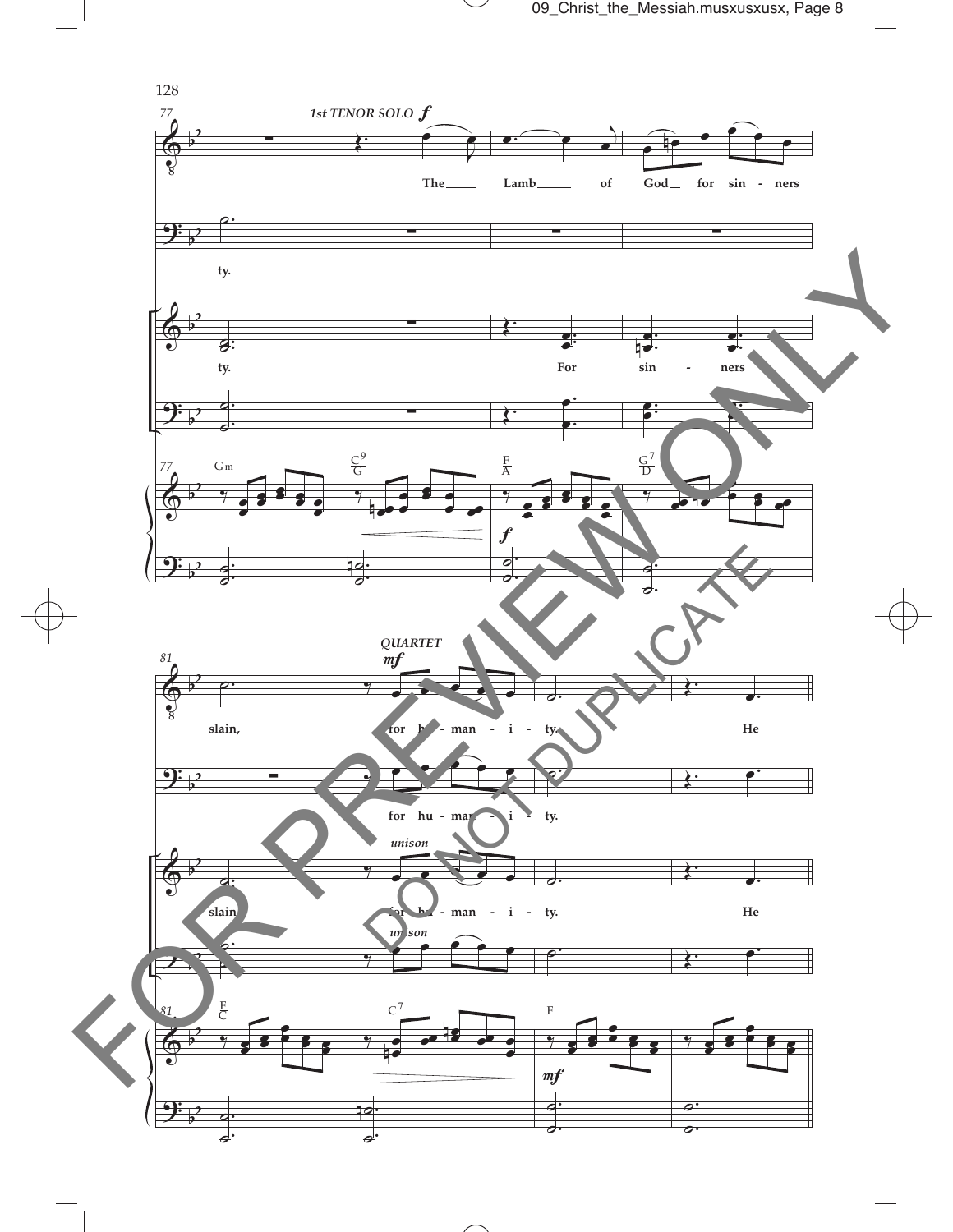128

77

*1st TENOR SOLO* ***f***

The Lamb of God for sin - ners

ty.

ty. For sin - ners

Gm C9/G F/A G7/D

***f***

81

*QUARTET* ***mf***

slain, for hu - man - i - ty. He

for hu - man - i - ty.

*unison*

slain, for hu - man - i - ty. He

*unison*

F/C C7 F

***mf***

FOR PREVIEW ONLY

DO NOT DUPLICATE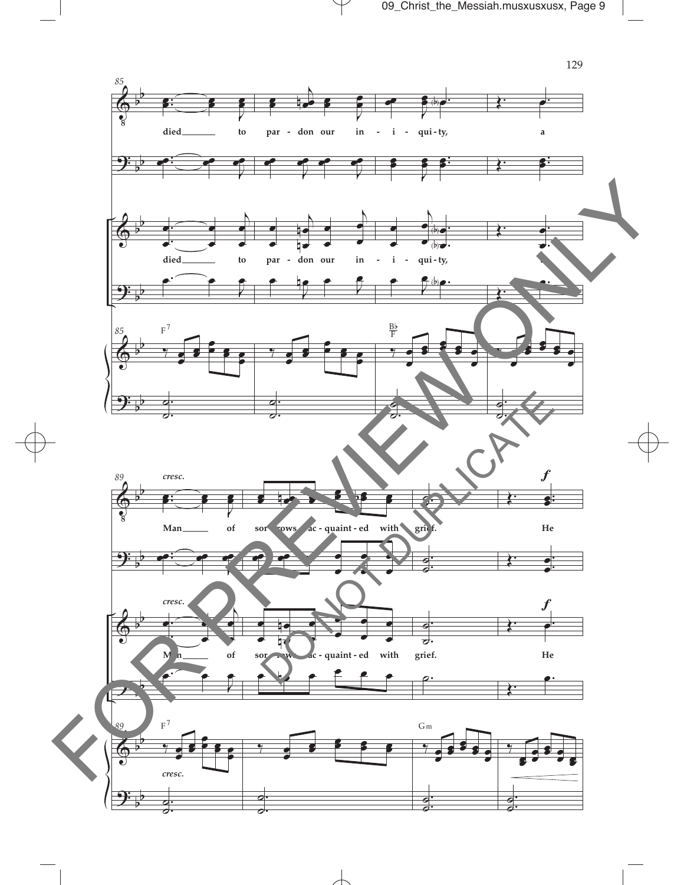85

died ___ to par - don our in - i - qui - ty, a

died ___ to par - don our in - i - qui - ty,

F7 Bb/F

89 *cresc.* ***f***

Man ___ of sor - rows, ac - quaint - ed with grief. He

Man ___ of sor - rows, ac - quaint - ed with grief. He

F7 Gm

*cresc.*

FOR PREVIEW ONLY

DO NOT DUPLICATE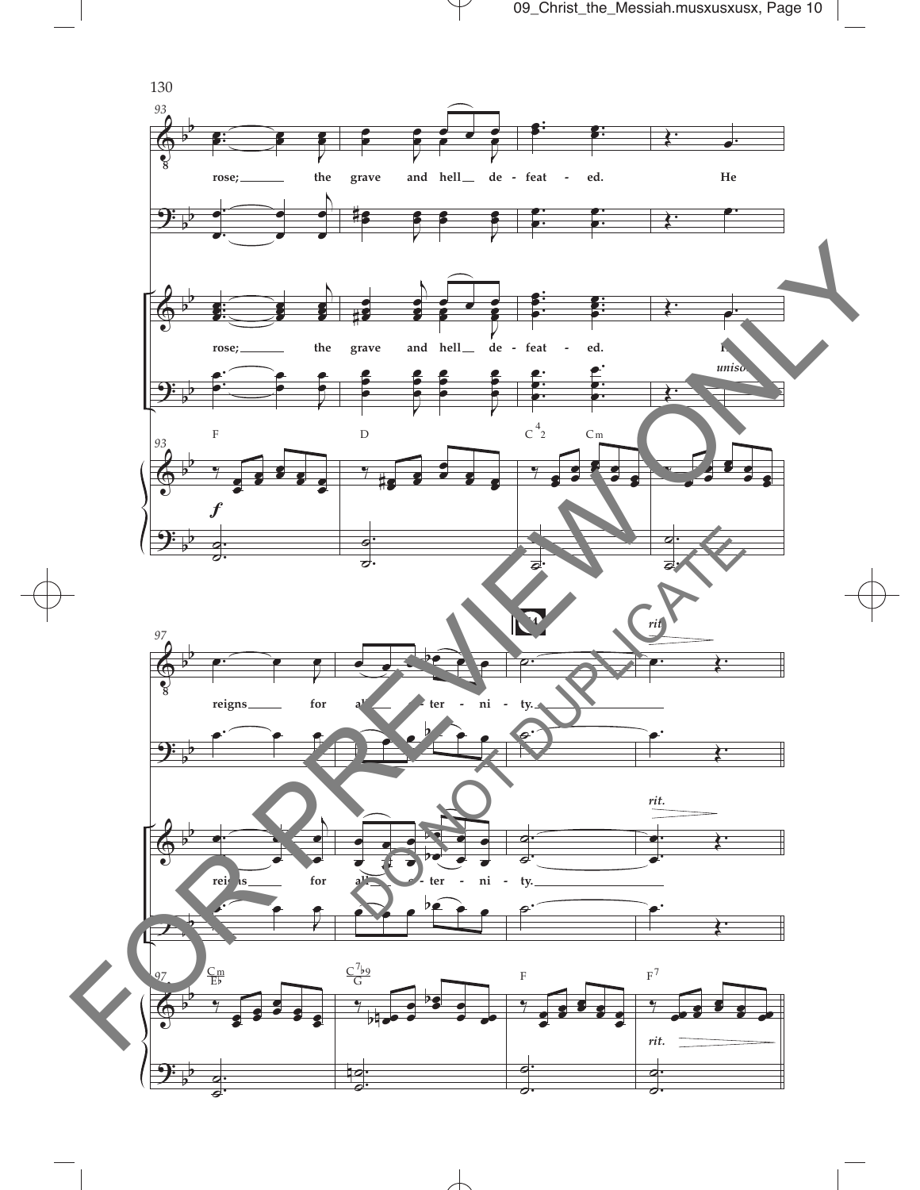93

rose; the grave and hell de - feat - ed. He

rose; the grave and hell de - feat - ed. He

*unison*

F D C$^{4}_{2}$ Cm

***f***

97

24

*rit.*

reigns for all e - ter - ni - ty.

*rit.*

reigns for all e - ter - ni - ty.

$\frac{Cm}{E♭}$ $\frac{C^{7♭9}}{G}$ F $F^{7}$

*rit.*

FOR PREVIEW ONLY

DO NOT DUPLICATE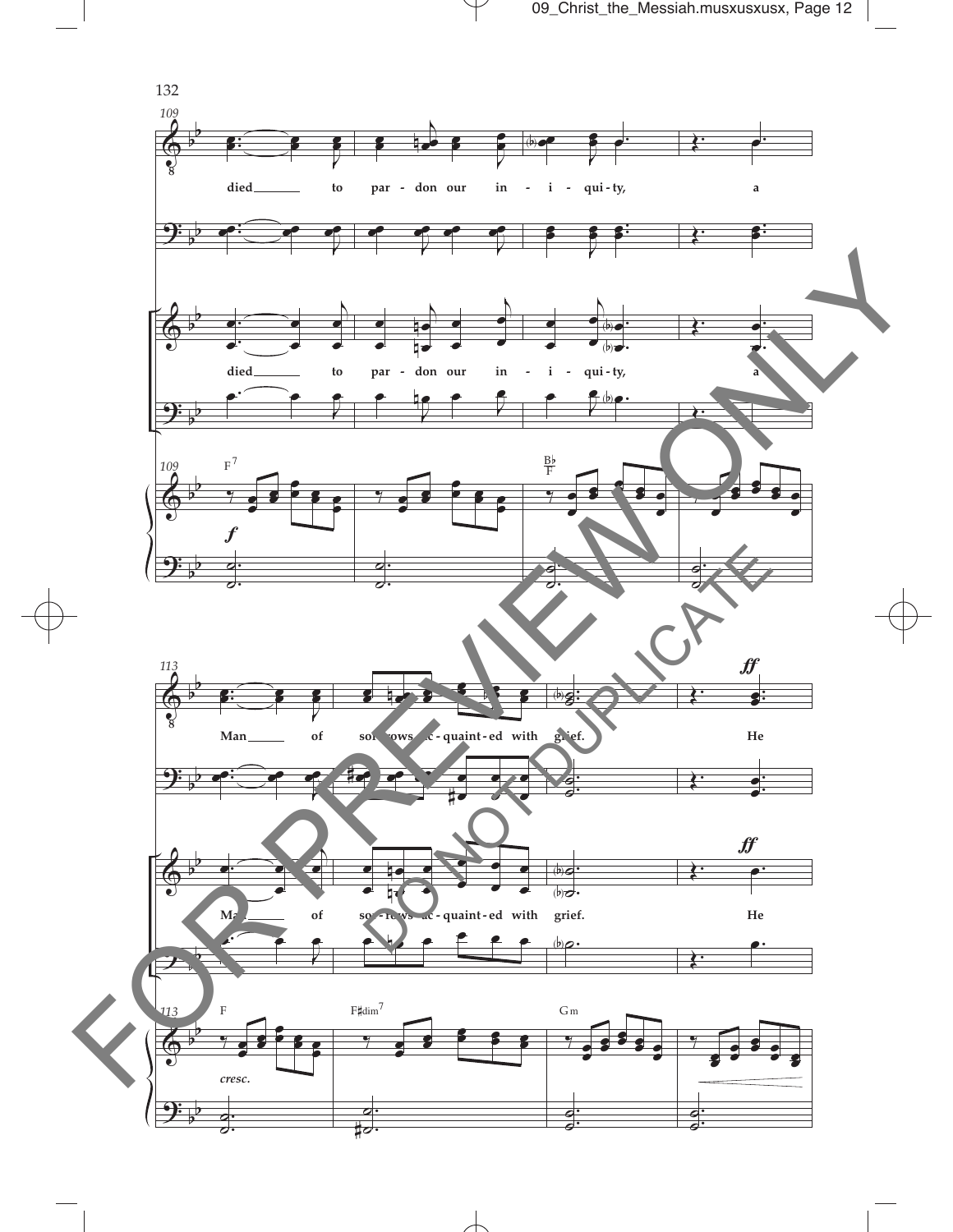109

died ___ to par - don our in - i - qui - ty, a

died ___ to par - don our in - i - qui - ty, a

F7 | Bb/F

*f*

113

*ff*

Man ___ of sor - rows, ac - quaint - ed with grief. He

*ff*

Man ___ of sor - rows, ac - quaint - ed with grief. He

F | F♯dim7 | Gm

*cresc.*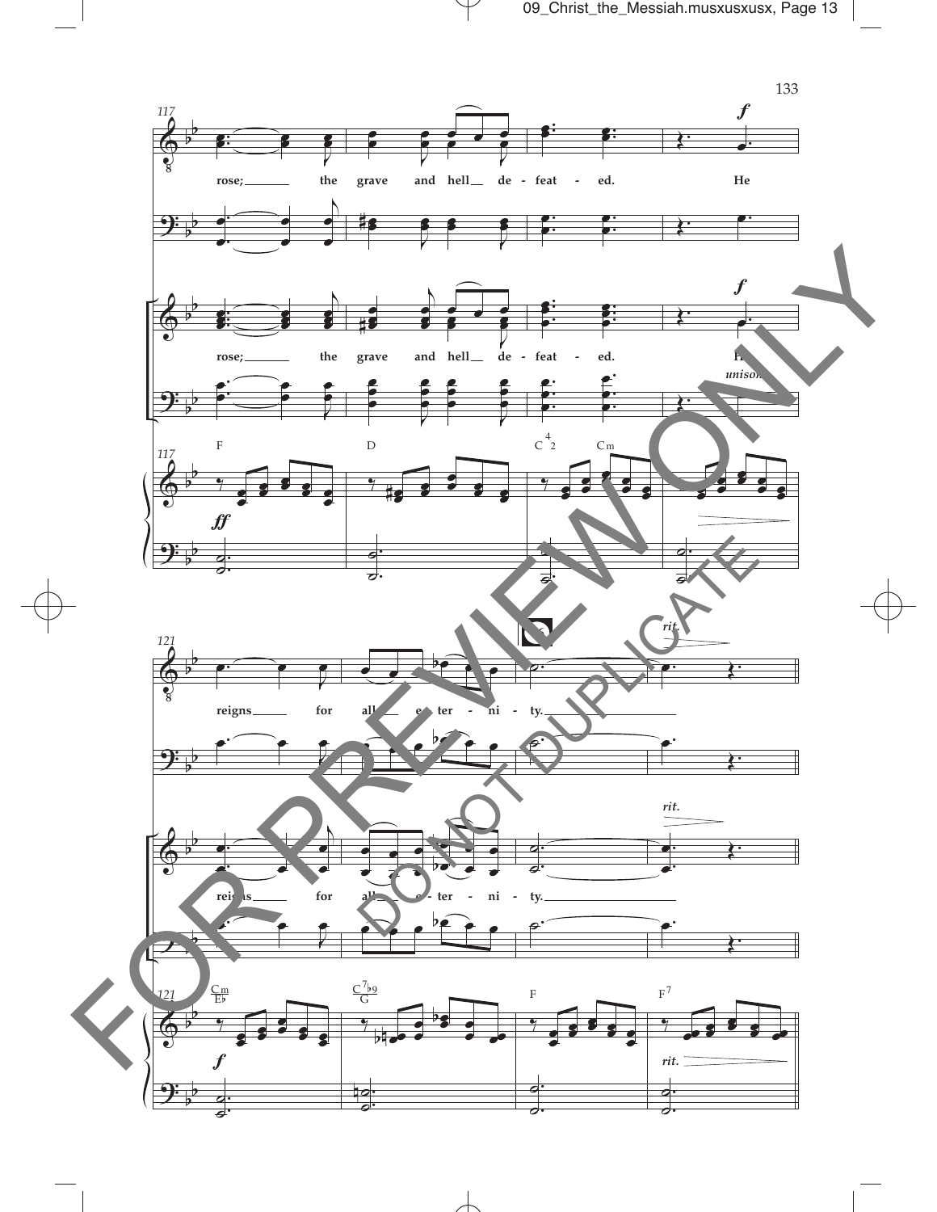117

*f*

rose; the grave and hell de - feat - ed. He

*f*

rose; the grave and hell de - feat - ed. He

*unison*

F D $C^4_2$ Cm

*ff*

121

reigns for all e - ter - ni - ty.

*rit.*

reigns for all e - ter - ni - ty.

$\frac{Cm}{E\flat}$ $\frac{C^{7\flat9}}{G}$ F $F^7$

*f*

*rit.*

FOR PREVIEW ONLY

DO NOT DUPLICATE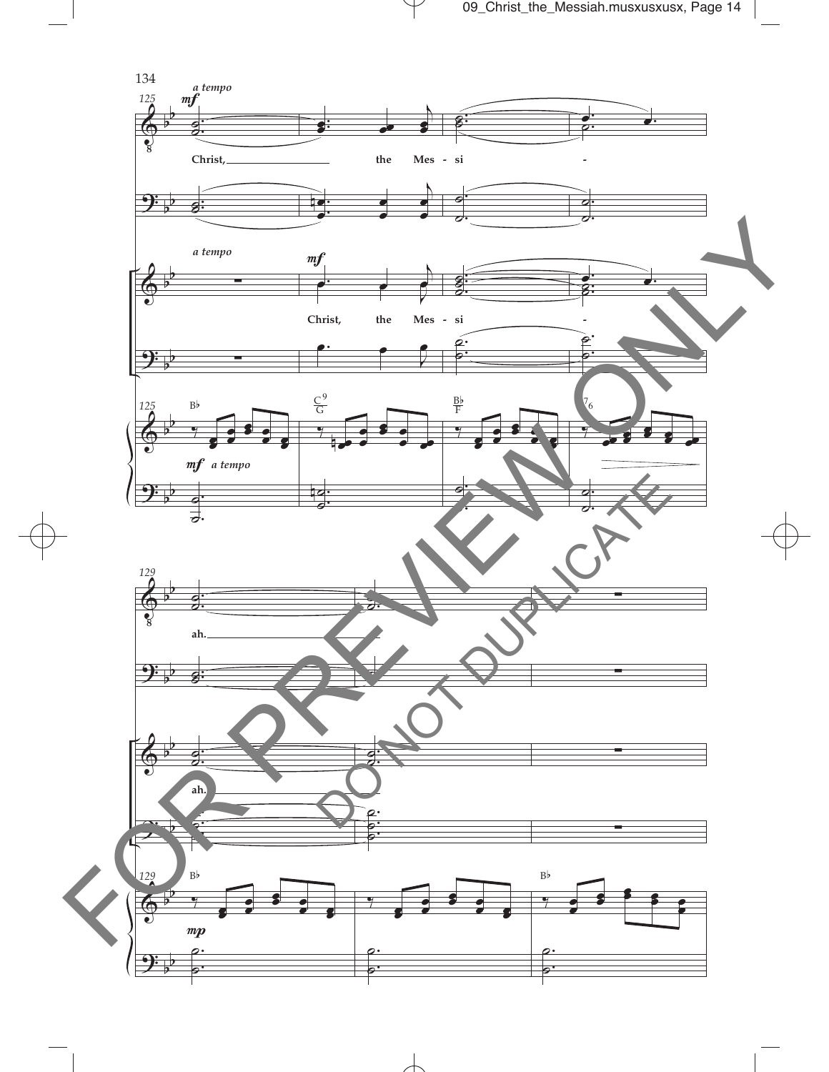*a tempo*

*mf*

Christ, the Mes - si - ah.

*a tempo*

*mf*

Christ, the Mes - si - ah.

*mf a tempo*

B♭ C9/G B♭/F 7 6

*mp*

B♭ B♭

FOR PREVIEW ONLY

DO NOT DUPLICATE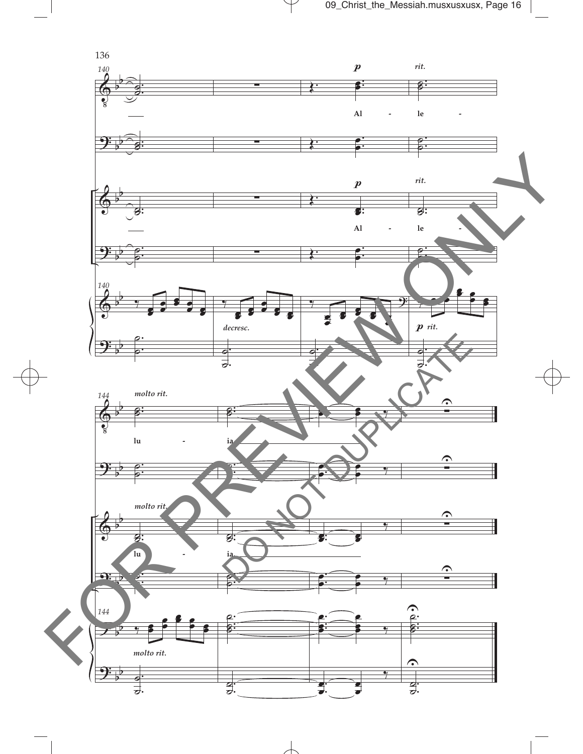140

*p* *rit.*

Al - le -

*p* *rit.*

Al - le -

*decresc.*

*p* *rit.*

144

*molto rit.*

lu - ia

*molto rit.*

lu - ia

*molto rit.*

FOR PREVIEW ONLY

DO NOT DUPLICATE